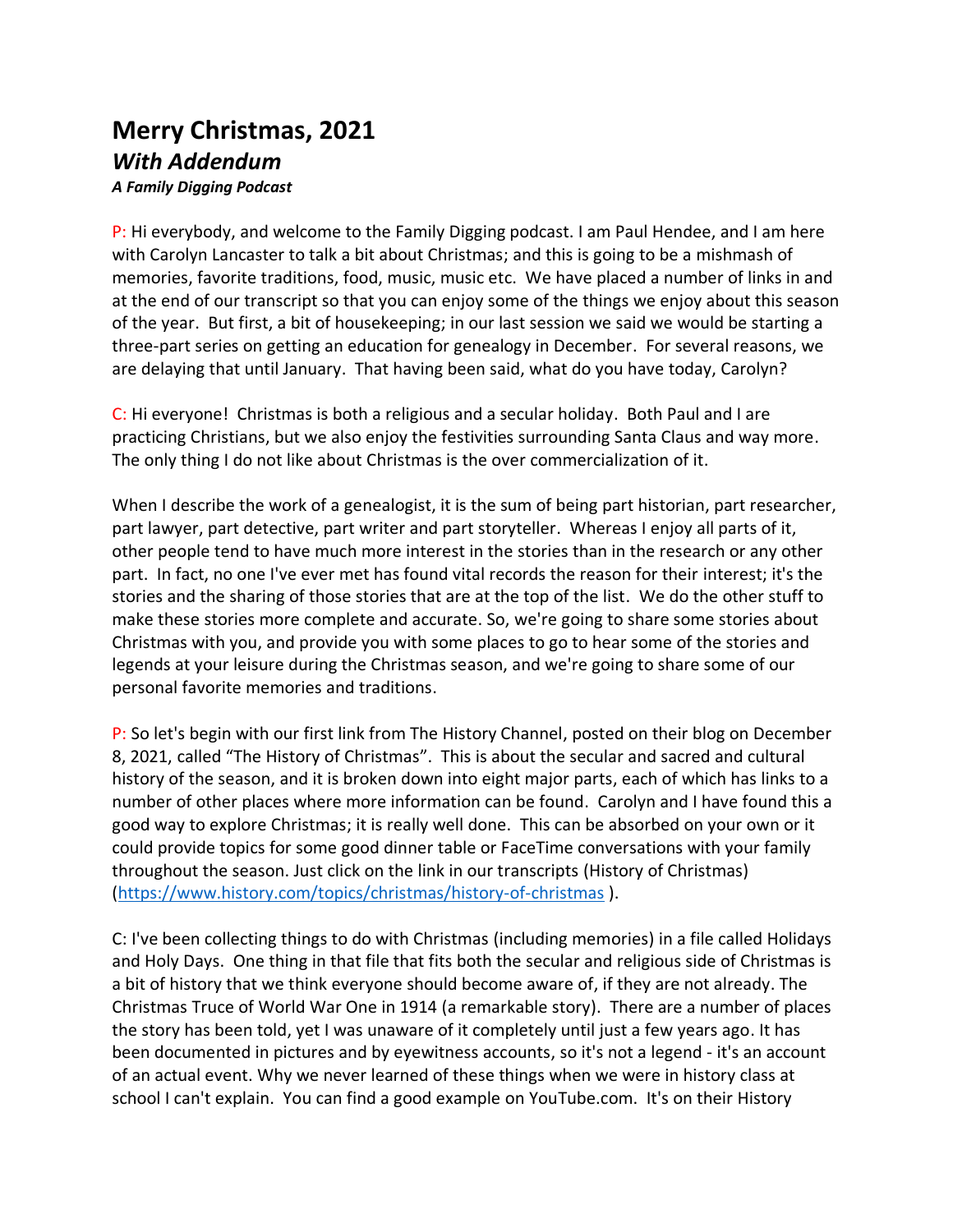# Merry Christmas, 2021

## *With Addendum*

***A Family Digging Podcast***

P: Hi everybody, and welcome to the Family Digging podcast. I am Paul Hendee, and I am here with Carolyn Lancaster to talk a bit about Christmas; and this is going to be a mishmash of memories, favorite traditions, food, music, music etc. We have placed a number of links in and at the end of our transcript so that you can enjoy some of the things we enjoy about this season of the year. But first, a bit of housekeeping; in our last session we said we would be starting a three-part series on getting an education for genealogy in December. For several reasons, we are delaying that until January. That having been said, what do you have today, Carolyn?

C: Hi everyone! Christmas is both a religious and a secular holiday. Both Paul and I are practicing Christians, but we also enjoy the festivities surrounding Santa Claus and way more. The only thing I do not like about Christmas is the over commercialization of it.

When I describe the work of a genealogist, it is the sum of being part historian, part researcher, part lawyer, part detective, part writer and part storyteller. Whereas I enjoy all parts of it, other people tend to have much more interest in the stories than in the research or any other part. In fact, no one I've ever met has found vital records the reason for their interest; it's the stories and the sharing of those stories that are at the top of the list. We do the other stuff to make these stories more complete and accurate. So, we're going to share some stories about Christmas with you, and provide you with some places to go to hear some of the stories and legends at your leisure during the Christmas season, and we're going to share some of our personal favorite memories and traditions.

P: So let's begin with our first link from The History Channel, posted on their blog on December 8, 2021, called "The History of Christmas". This is about the secular and sacred and cultural history of the season, and it is broken down into eight major parts, each of which has links to a number of other places where more information can be found. Carolyn and I have found this a good way to explore Christmas; it is really well done. This can be absorbed on your own or it could provide topics for some good dinner table or FaceTime conversations with your family throughout the season. Just click on the link in our transcripts (History of Christmas) (https://www.history.com/topics/christmas/history-of-christmas ).

C: I've been collecting things to do with Christmas (including memories) in a file called Holidays and Holy Days. One thing in that file that fits both the secular and religious side of Christmas is a bit of history that we think everyone should become aware of, if they are not already. The Christmas Truce of World War One in 1914 (a remarkable story). There are a number of places the story has been told, yet I was unaware of it completely until just a few years ago. It has been documented in pictures and by eyewitness accounts, so it's not a legend - it's an account of an actual event. Why we never learned of these things when we were in history class at school I can't explain. You can find a good example on YouTube.com. It's on their History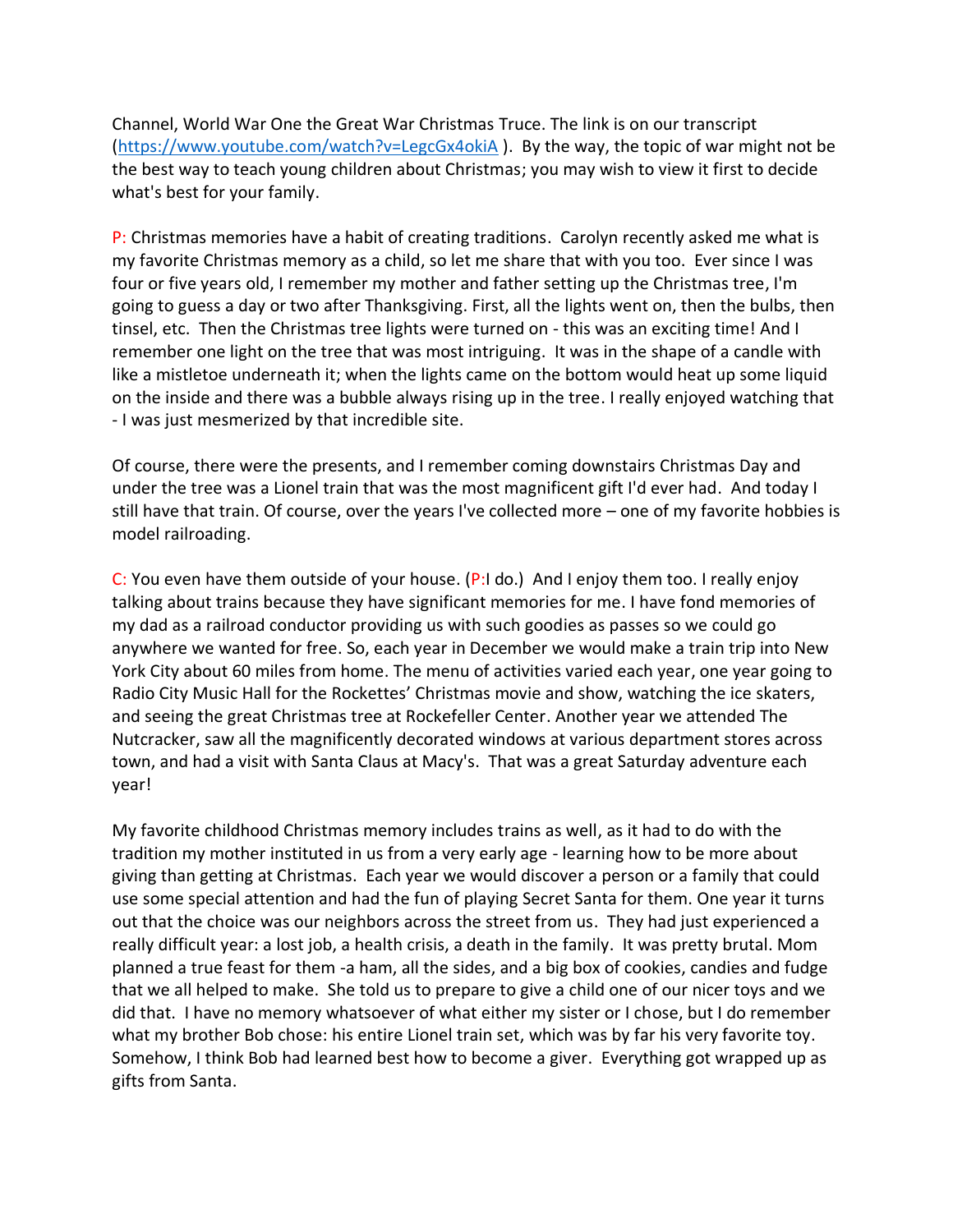Channel, World War One the Great War Christmas Truce. The link is on our transcript (https://www.youtube.com/watch?v=LegcGx4okiA ). By the way, the topic of war might not be the best way to teach young children about Christmas; you may wish to view it first to decide what's best for your family.

P: Christmas memories have a habit of creating traditions. Carolyn recently asked me what is my favorite Christmas memory as a child, so let me share that with you too. Ever since I was four or five years old, I remember my mother and father setting up the Christmas tree, I'm going to guess a day or two after Thanksgiving. First, all the lights went on, then the bulbs, then tinsel, etc. Then the Christmas tree lights were turned on - this was an exciting time! And I remember one light on the tree that was most intriguing. It was in the shape of a candle with like a mistletoe underneath it; when the lights came on the bottom would heat up some liquid on the inside and there was a bubble always rising up in the tree. I really enjoyed watching that - I was just mesmerized by that incredible site.

Of course, there were the presents, and I remember coming downstairs Christmas Day and under the tree was a Lionel train that was the most magnificent gift I'd ever had. And today I still have that train. Of course, over the years I've collected more – one of my favorite hobbies is model railroading.

C: You even have them outside of your house. (P:I do.) And I enjoy them too. I really enjoy talking about trains because they have significant memories for me. I have fond memories of my dad as a railroad conductor providing us with such goodies as passes so we could go anywhere we wanted for free. So, each year in December we would make a train trip into New York City about 60 miles from home. The menu of activities varied each year, one year going to Radio City Music Hall for the Rockettes' Christmas movie and show, watching the ice skaters, and seeing the great Christmas tree at Rockefeller Center. Another year we attended The Nutcracker, saw all the magnificently decorated windows at various department stores across town, and had a visit with Santa Claus at Macy's. That was a great Saturday adventure each year!

My favorite childhood Christmas memory includes trains as well, as it had to do with the tradition my mother instituted in us from a very early age - learning how to be more about giving than getting at Christmas. Each year we would discover a person or a family that could use some special attention and had the fun of playing Secret Santa for them. One year it turns out that the choice was our neighbors across the street from us. They had just experienced a really difficult year: a lost job, a health crisis, a death in the family. It was pretty brutal. Mom planned a true feast for them -a ham, all the sides, and a big box of cookies, candies and fudge that we all helped to make. She told us to prepare to give a child one of our nicer toys and we did that. I have no memory whatsoever of what either my sister or I chose, but I do remember what my brother Bob chose: his entire Lionel train set, which was by far his very favorite toy. Somehow, I think Bob had learned best how to become a giver. Everything got wrapped up as gifts from Santa.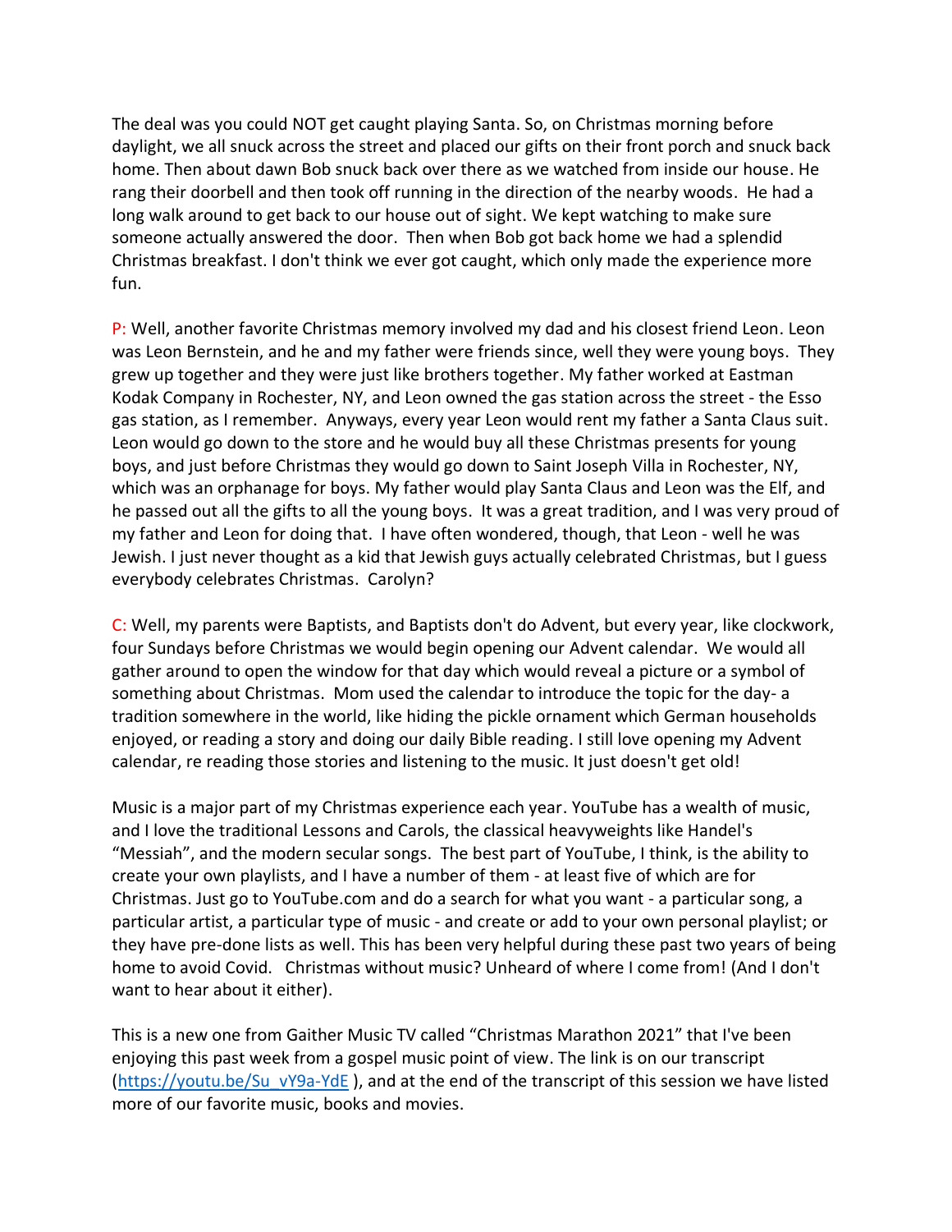The deal was you could NOT get caught playing Santa. So, on Christmas morning before daylight, we all snuck across the street and placed our gifts on their front porch and snuck back home. Then about dawn Bob snuck back over there as we watched from inside our house. He rang their doorbell and then took off running in the direction of the nearby woods. He had a long walk around to get back to our house out of sight. We kept watching to make sure someone actually answered the door. Then when Bob got back home we had a splendid Christmas breakfast. I don't think we ever got caught, which only made the experience more fun.

P: Well, another favorite Christmas memory involved my dad and his closest friend Leon. Leon was Leon Bernstein, and he and my father were friends since, well they were young boys. They grew up together and they were just like brothers together. My father worked at Eastman Kodak Company in Rochester, NY, and Leon owned the gas station across the street - the Esso gas station, as I remember. Anyways, every year Leon would rent my father a Santa Claus suit. Leon would go down to the store and he would buy all these Christmas presents for young boys, and just before Christmas they would go down to Saint Joseph Villa in Rochester, NY, which was an orphanage for boys. My father would play Santa Claus and Leon was the Elf, and he passed out all the gifts to all the young boys. It was a great tradition, and I was very proud of my father and Leon for doing that. I have often wondered, though, that Leon - well he was Jewish. I just never thought as a kid that Jewish guys actually celebrated Christmas, but I guess everybody celebrates Christmas. Carolyn?

C: Well, my parents were Baptists, and Baptists don't do Advent, but every year, like clockwork, four Sundays before Christmas we would begin opening our Advent calendar. We would all gather around to open the window for that day which would reveal a picture or a symbol of something about Christmas. Mom used the calendar to introduce the topic for the day- a tradition somewhere in the world, like hiding the pickle ornament which German households enjoyed, or reading a story and doing our daily Bible reading. I still love opening my Advent calendar, re reading those stories and listening to the music. It just doesn't get old!

Music is a major part of my Christmas experience each year. YouTube has a wealth of music, and I love the traditional Lessons and Carols, the classical heavyweights like Handel's "Messiah", and the modern secular songs. The best part of YouTube, I think, is the ability to create your own playlists, and I have a number of them - at least five of which are for Christmas. Just go to YouTube.com and do a search for what you want - a particular song, a particular artist, a particular type of music - and create or add to your own personal playlist; or they have pre-done lists as well. This has been very helpful during these past two years of being home to avoid Covid. Christmas without music? Unheard of where I come from! (And I don't want to hear about it either).

This is a new one from Gaither Music TV called "Christmas Marathon 2021" that I've been enjoying this past week from a gospel music point of view. The link is on our transcript (https://youtu.be/Su_vY9a-YdE ), and at the end of the transcript of this session we have listed more of our favorite music, books and movies.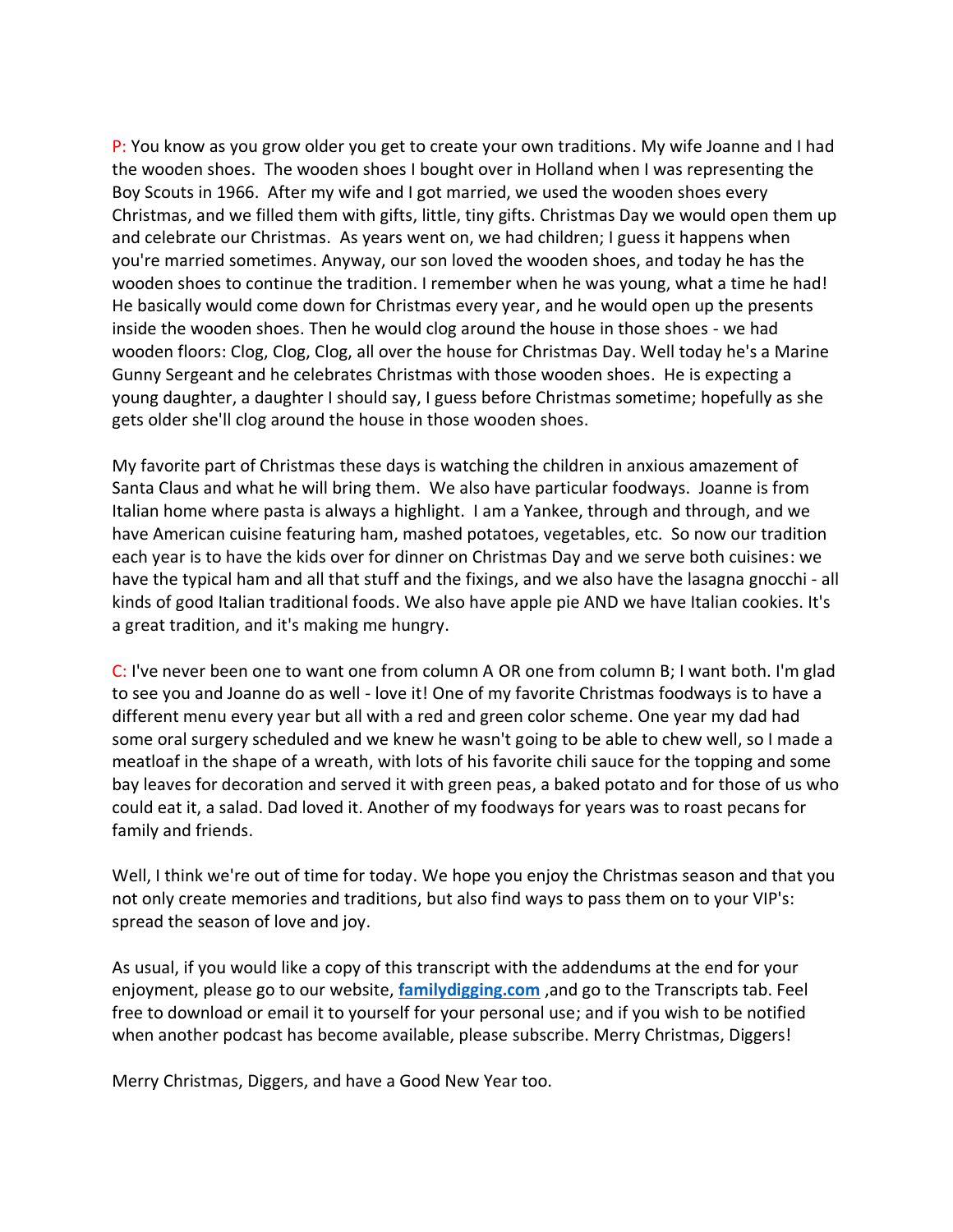P: You know as you grow older you get to create your own traditions. My wife Joanne and I had the wooden shoes. The wooden shoes I bought over in Holland when I was representing the Boy Scouts in 1966. After my wife and I got married, we used the wooden shoes every Christmas, and we filled them with gifts, little, tiny gifts. Christmas Day we would open them up and celebrate our Christmas. As years went on, we had children; I guess it happens when you're married sometimes. Anyway, our son loved the wooden shoes, and today he has the wooden shoes to continue the tradition. I remember when he was young, what a time he had! He basically would come down for Christmas every year, and he would open up the presents inside the wooden shoes. Then he would clog around the house in those shoes - we had wooden floors: Clog, Clog, Clog, all over the house for Christmas Day. Well today he's a Marine Gunny Sergeant and he celebrates Christmas with those wooden shoes. He is expecting a young daughter, a daughter I should say, I guess before Christmas sometime; hopefully as she gets older she'll clog around the house in those wooden shoes.

My favorite part of Christmas these days is watching the children in anxious amazement of Santa Claus and what he will bring them. We also have particular foodways. Joanne is from Italian home where pasta is always a highlight. I am a Yankee, through and through, and we have American cuisine featuring ham, mashed potatoes, vegetables, etc. So now our tradition each year is to have the kids over for dinner on Christmas Day and we serve both cuisines: we have the typical ham and all that stuff and the fixings, and we also have the lasagna gnocchi - all kinds of good Italian traditional foods. We also have apple pie AND we have Italian cookies. It's a great tradition, and it's making me hungry.

C: I've never been one to want one from column A OR one from column B; I want both. I'm glad to see you and Joanne do as well - love it! One of my favorite Christmas foodways is to have a different menu every year but all with a red and green color scheme. One year my dad had some oral surgery scheduled and we knew he wasn't going to be able to chew well, so I made a meatloaf in the shape of a wreath, with lots of his favorite chili sauce for the topping and some bay leaves for decoration and served it with green peas, a baked potato and for those of us who could eat it, a salad. Dad loved it. Another of my foodways for years was to roast pecans for family and friends.

Well, I think we're out of time for today. We hope you enjoy the Christmas season and that you not only create memories and traditions, but also find ways to pass them on to your VIP's: spread the season of love and joy.

As usual, if you would like a copy of this transcript with the addendums at the end for your enjoyment, please go to our website, **familydigging.com** ,and go to the Transcripts tab. Feel free to download or email it to yourself for your personal use; and if you wish to be notified when another podcast has become available, please subscribe. Merry Christmas, Diggers!

Merry Christmas, Diggers, and have a Good New Year too.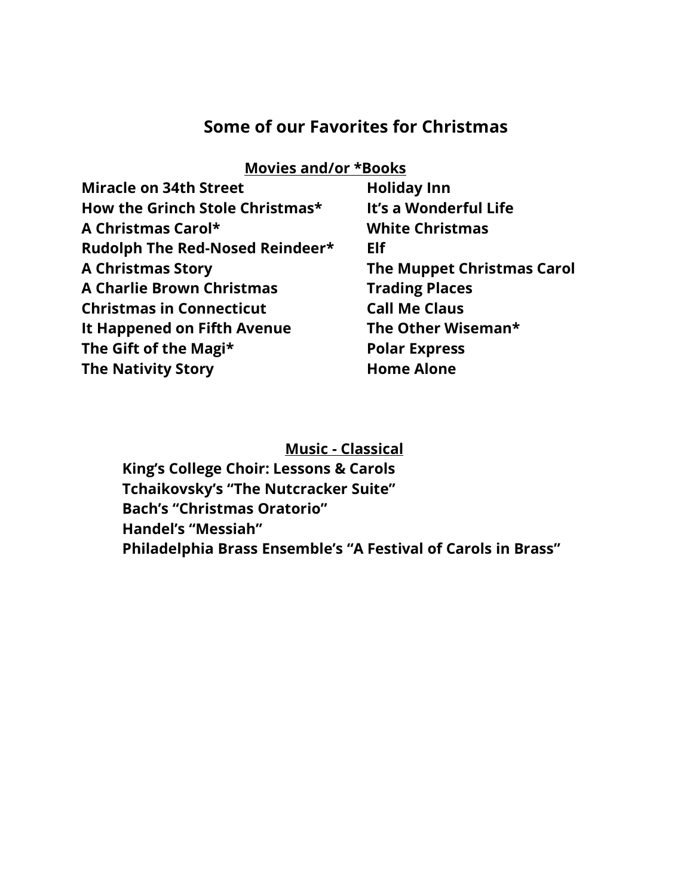## Some of our Favorites for Christmas

### Movies and/or *Books

**Miracle on 34th Street**
**How the Grinch Stole Christmas***
**A Christmas Carol***
**Rudolph The Red-Nosed Reindeer***
**A Christmas Story**
**A Charlie Brown Christmas**
**Christmas in Connecticut**
**It Happened on Fifth Avenue**
**The Gift of the Magi***
**The Nativity Story**
**Holiday Inn**
**It's a Wonderful Life**
**White Christmas**
**Elf**
**The Muppet Christmas Carol**
**Trading Places**
**Call Me Claus**
**The Other Wiseman***
**Polar Express**
**Home Alone**

### Music - Classical

**King's College Choir: Lessons & Carols**
**Tchaikovsky's "The Nutcracker Suite"**
**Bach's "Christmas Oratorio"**
**Handel's "Messiah"**
**Philadelphia Brass Ensemble's "A Festival of Carols in Brass"**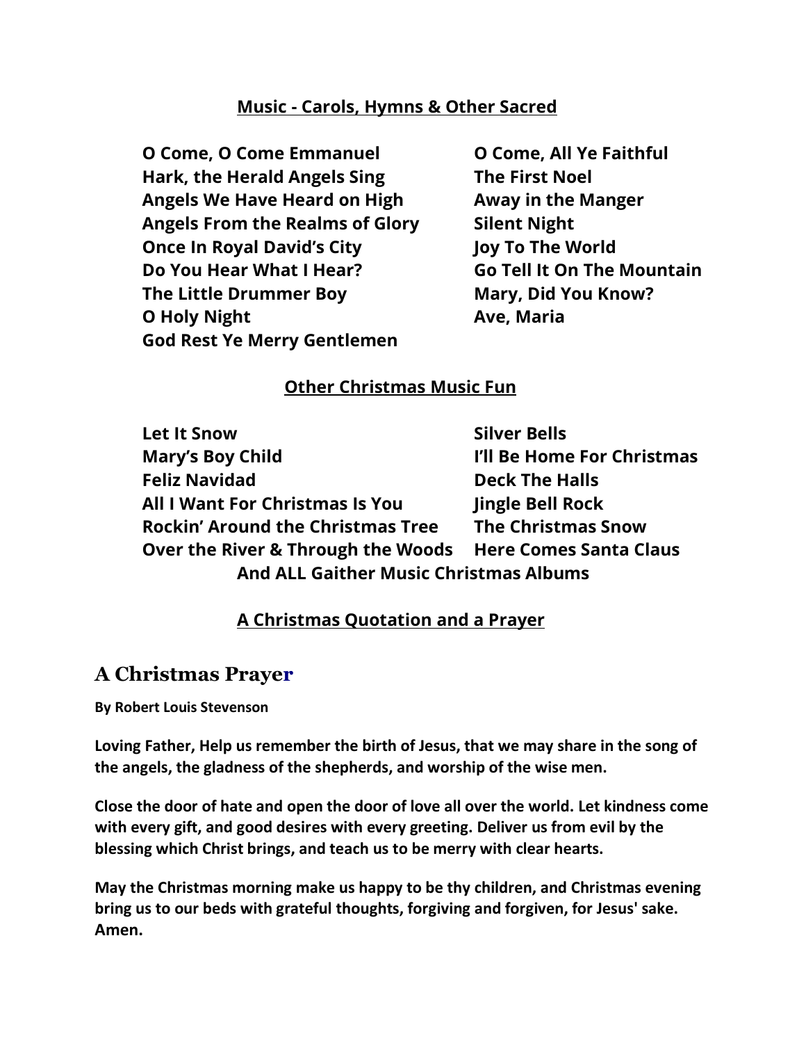## Music - Carols, Hymns & Other Sacred

**O Come, O Come Emmanuel**
**Hark, the Herald Angels Sing**
**Angels We Have Heard on High**
**Angels From the Realms of Glory**
**Once In Royal David's City**
**Do You Hear What I Hear?**
**The Little Drummer Boy**
**O Holy Night**
**God Rest Ye Merry Gentlemen**
**O Come, All Ye Faithful**
**The First Noel**
**Away in the Manger**
**Silent Night**
**Joy To The World**
**Go Tell It On The Mountain**
**Mary, Did You Know?**
**Ave, Maria**

## Other Christmas Music Fun

**Let It Snow**
**Mary's Boy Child**
**Feliz Navidad**
**All I Want For Christmas Is You**
**Rockin' Around the Christmas Tree**
**Over the River & Through the Woods**
**Silver Bells**
**I'll Be Home For Christmas**
**Deck The Halls**
**Jingle Bell Rock**
**The Christmas Snow**
**Here Comes Santa Claus**

**And ALL Gaither Music Christmas Albums**

## A Christmas Quotation and a Prayer

# A Christmas Prayer

**By Robert Louis Stevenson**

**Loving Father, Help us remember the birth of Jesus, that we may share in the song of the angels, the gladness of the shepherds, and worship of the wise men.**

**Close the door of hate and open the door of love all over the world. Let kindness come with every gift, and good desires with every greeting. Deliver us from evil by the blessing which Christ brings, and teach us to be merry with clear hearts.**

**May the Christmas morning make us happy to be thy children, and Christmas evening bring us to our beds with grateful thoughts, forgiving and forgiven, for Jesus' sake. Amen.**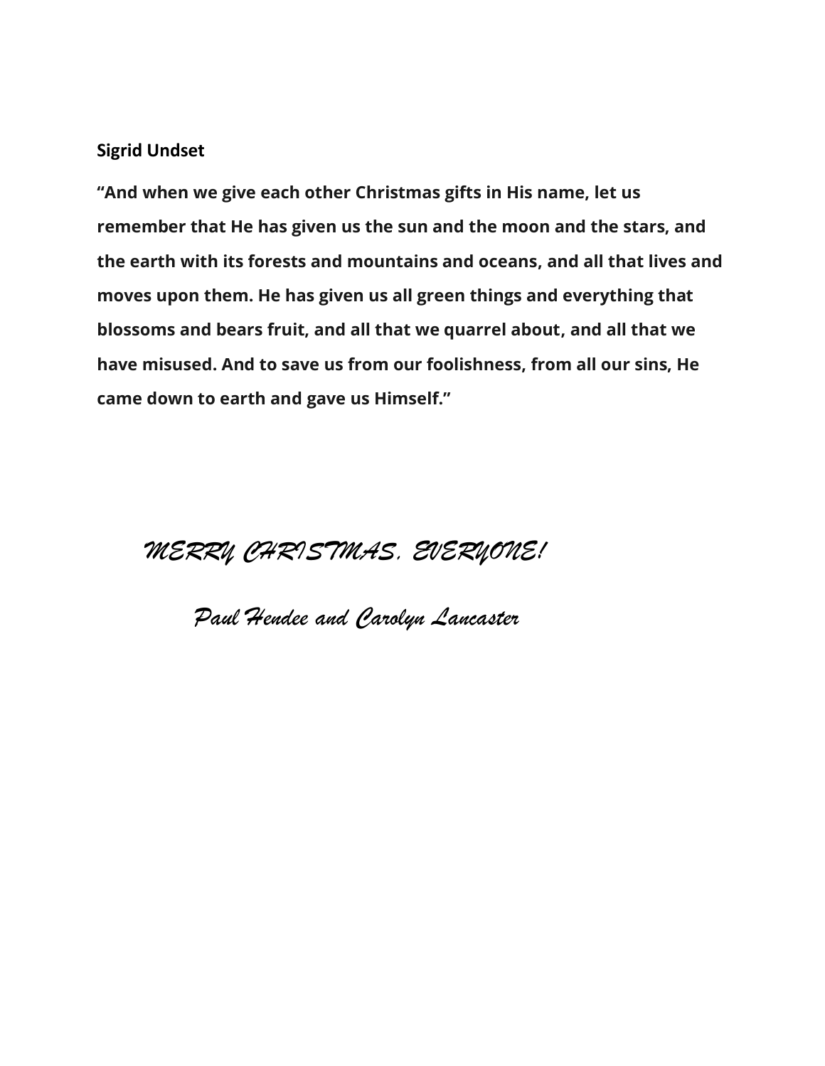**Sigrid Undset**

**"And when we give each other Christmas gifts in His name, let us remember that He has given us the sun and the moon and the stars, and the earth with its forests and mountains and oceans, and all that lives and moves upon them. He has given us all green things and everything that blossoms and bears fruit, and all that we quarrel about, and all that we have misused. And to save us from our foolishness, from all our sins, He came down to earth and gave us Himself."**

*MERRY CHRISTMAS, EVERYONE!*

*Paul Hendee and Carolyn Lancaster*